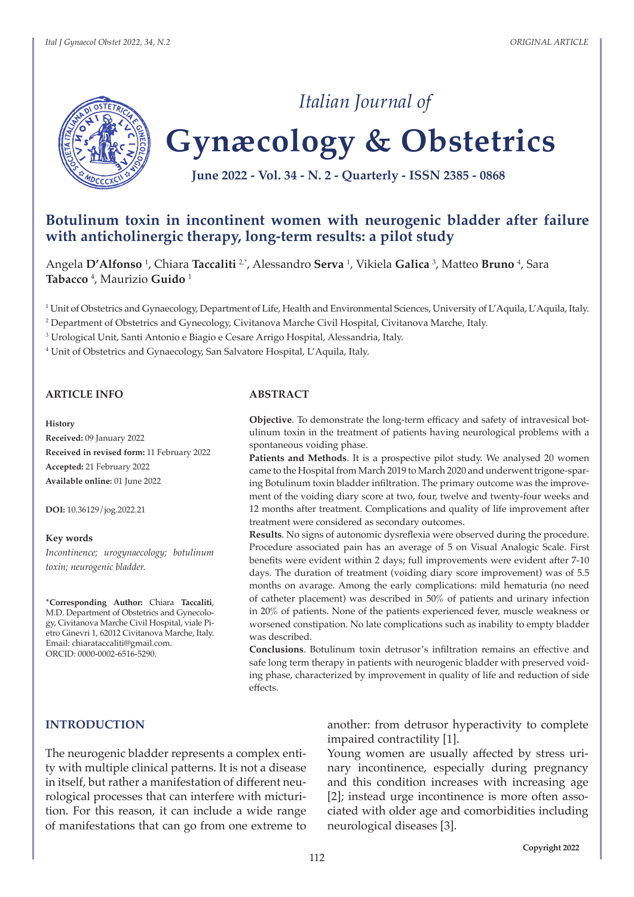# Botulinum toxin in incontinent women with neurogenic bladder after failure with anticholinergic therapy, long-term results: a pilot study

Angela **D'Alfonso** [1], Chiara **Taccaliti** [2,*], Alessandro **Serva** [1], Vikiela **Galica** [3], Matteo **Bruno** [4], Sara **Tabacco** [4], Maurizio **Guido** [1]

[1] Unit of Obstetrics and Gynaecology, Department of Life, Health and Environmental Sciences, University of L'Aquila, L'Aquila, Italy.

[2] Department of Obstetrics and Gynecology, Civitanova Marche Civil Hospital, Civitanova Marche, Italy.

[3] Urological Unit, Santi Antonio e Biagio e Cesare Arrigo Hospital, Alessandria, Italy.

[4] Unit of Obstetrics and Gynaecology, San Salvatore Hospital, L'Aquila, Italy.

## ARTICLE INFO

**History**

**Received:** 09 January 2022

**Received in revised form:** 11 February 2022

**Accepted:** 21 February 2022

**Available online:** 01 June 2022

**DOI:** 10.36129/jog.2022.21

**Key words**

*Incontinence; urogynaecology; botulinum toxin; neurogenic bladder.*

***Corresponding Author:** Chiara **Taccaliti**, M.D. Department of Obstetrics and Gynecology, Civitanova Marche Civil Hospital, viale Pietro Ginevri 1, 62012 Civitanova Marche, Italy. Email: chiarataccaliti@gmail.com. ORCID: 0000-0002-6516-5290.

## ABSTRACT

**Objective**. To demonstrate the long-term efficacy and safety of intravesical botulinum toxin in the treatment of patients having neurological problems with a spontaneous voiding phase.

**Patients and Methods**. It is a prospective pilot study. We analysed 20 women came to the Hospital from March 2019 to March 2020 and underwent trigone-sparing Botulinum toxin bladder infiltration. The primary outcome was the improvement of the voiding diary score at two, four, twelve and twenty-four weeks and 12 months after treatment. Complications and quality of life improvement after treatment were considered as secondary outcomes.

**Results**. No signs of autonomic dysreflexia were observed during the procedure. Procedure associated pain has an average of 5 on Visual Analogic Scale. First benefits were evident within 2 days; full improvements were evident after 7-10 days. The duration of treatment (voiding diary score improvement) was of 5.5 months on avarage. Among the early complications: mild hematuria (no need of catheter placement) was described in 50% of patients and urinary infection in 20% of patients. None of the patients experienced fever, muscle weakness or worsened constipation. No late complications such as inability to empty bladder was described.

**Conclusions**. Botulinum toxin detrusor's infiltration remains an effective and safe long term therapy in patients with neurogenic bladder with preserved voiding phase, characterized by improvement in quality of life and reduction of side effects.

## INTRODUCTION

The neurogenic bladder represents a complex entity with multiple clinical patterns. It is not a disease in itself, but rather a manifestation of different neurological processes that can interfere with micturition. For this reason, it can include a wide range of manifestations that can go from one extreme to another: from detrusor hyperactivity to complete impaired contractility [1].

Young women are usually affected by stress urinary incontinence, especially during pregnancy and this condition increases with increasing age [2]; instead urge incontinence is more often associated with older age and comorbidities including neurological diseases [3].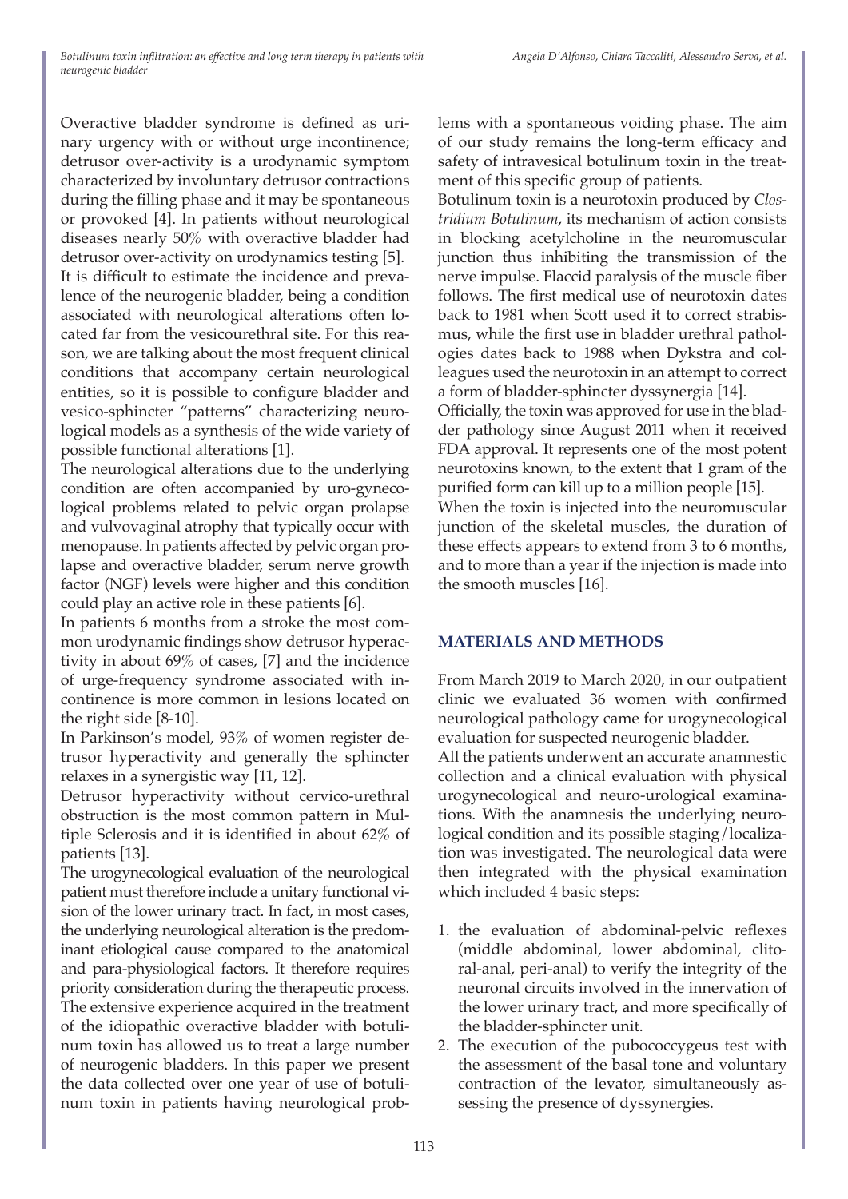Overactive bladder syndrome is defined as urinary urgency with or without urge incontinence; detrusor over-activity is a urodynamic symptom characterized by involuntary detrusor contractions during the filling phase and it may be spontaneous or provoked [4]. In patients without neurological diseases nearly 50% with overactive bladder had detrusor over-activity on urodynamics testing [5].

It is difficult to estimate the incidence and prevalence of the neurogenic bladder, being a condition associated with neurological alterations often located far from the vesicourethral site. For this reason, we are talking about the most frequent clinical conditions that accompany certain neurological entities, so it is possible to configure bladder and vesico-sphincter "patterns" characterizing neurological models as a synthesis of the wide variety of possible functional alterations [1].

The neurological alterations due to the underlying condition are often accompanied by uro-gynecological problems related to pelvic organ prolapse and vulvovaginal atrophy that typically occur with menopause. In patients affected by pelvic organ prolapse and overactive bladder, serum nerve growth factor (NGF) levels were higher and this condition could play an active role in these patients [6].

In patients 6 months from a stroke the most common urodynamic findings show detrusor hyperactivity in about 69% of cases, [7] and the incidence of urge-frequency syndrome associated with incontinence is more common in lesions located on the right side [8-10].

In Parkinson's model, 93% of women register detrusor hyperactivity and generally the sphincter relaxes in a synergistic way [11, 12].

Detrusor hyperactivity without cervico-urethral obstruction is the most common pattern in Multiple Sclerosis and it is identified in about 62% of patients [13].

The urogynecological evaluation of the neurological patient must therefore include a unitary functional vision of the lower urinary tract. In fact, in most cases, the underlying neurological alteration is the predominant etiological cause compared to the anatomical and para-physiological factors. It therefore requires priority consideration during the therapeutic process. The extensive experience acquired in the treatment of the idiopathic overactive bladder with botulinum toxin has allowed us to treat a large number of neurogenic bladders. In this paper we present the data collected over one year of use of botulinum toxin in patients having neurological problems with a spontaneous voiding phase. The aim of our study remains the long-term efficacy and safety of intravesical botulinum toxin in the treatment of this specific group of patients.

Botulinum toxin is a neurotoxin produced by *Clostridium Botulinum*, its mechanism of action consists in blocking acetylcholine in the neuromuscular junction thus inhibiting the transmission of the nerve impulse. Flaccid paralysis of the muscle fiber follows. The first medical use of neurotoxin dates back to 1981 when Scott used it to correct strabismus, while the first use in bladder urethral pathologies dates back to 1988 when Dykstra and colleagues used the neurotoxin in an attempt to correct a form of bladder-sphincter dyssynergia [14].

Officially, the toxin was approved for use in the bladder pathology since August 2011 when it received FDA approval. It represents one of the most potent neurotoxins known, to the extent that 1 gram of the purified form can kill up to a million people [15].

When the toxin is injected into the neuromuscular junction of the skeletal muscles, the duration of these effects appears to extend from 3 to 6 months, and to more than a year if the injection is made into the smooth muscles [16].

## MATERIALS AND METHODS

From March 2019 to March 2020, in our outpatient clinic we evaluated 36 women with confirmed neurological pathology came for urogynecological evaluation for suspected neurogenic bladder.

All the patients underwent an accurate anamnestic collection and a clinical evaluation with physical urogynecological and neuro-urological examinations. With the anamnesis the underlying neurological condition and its possible staging/localization was investigated. The neurological data were then integrated with the physical examination which included 4 basic steps:

1. the evaluation of abdominal-pelvic reflexes (middle abdominal, lower abdominal, clitoral-anal, peri-anal) to verify the integrity of the neuronal circuits involved in the innervation of the lower urinary tract, and more specifically of the bladder-sphincter unit.
2. The execution of the pubococcygeus test with the assessment of the basal tone and voluntary contraction of the levator, simultaneously assessing the presence of dyssynergies.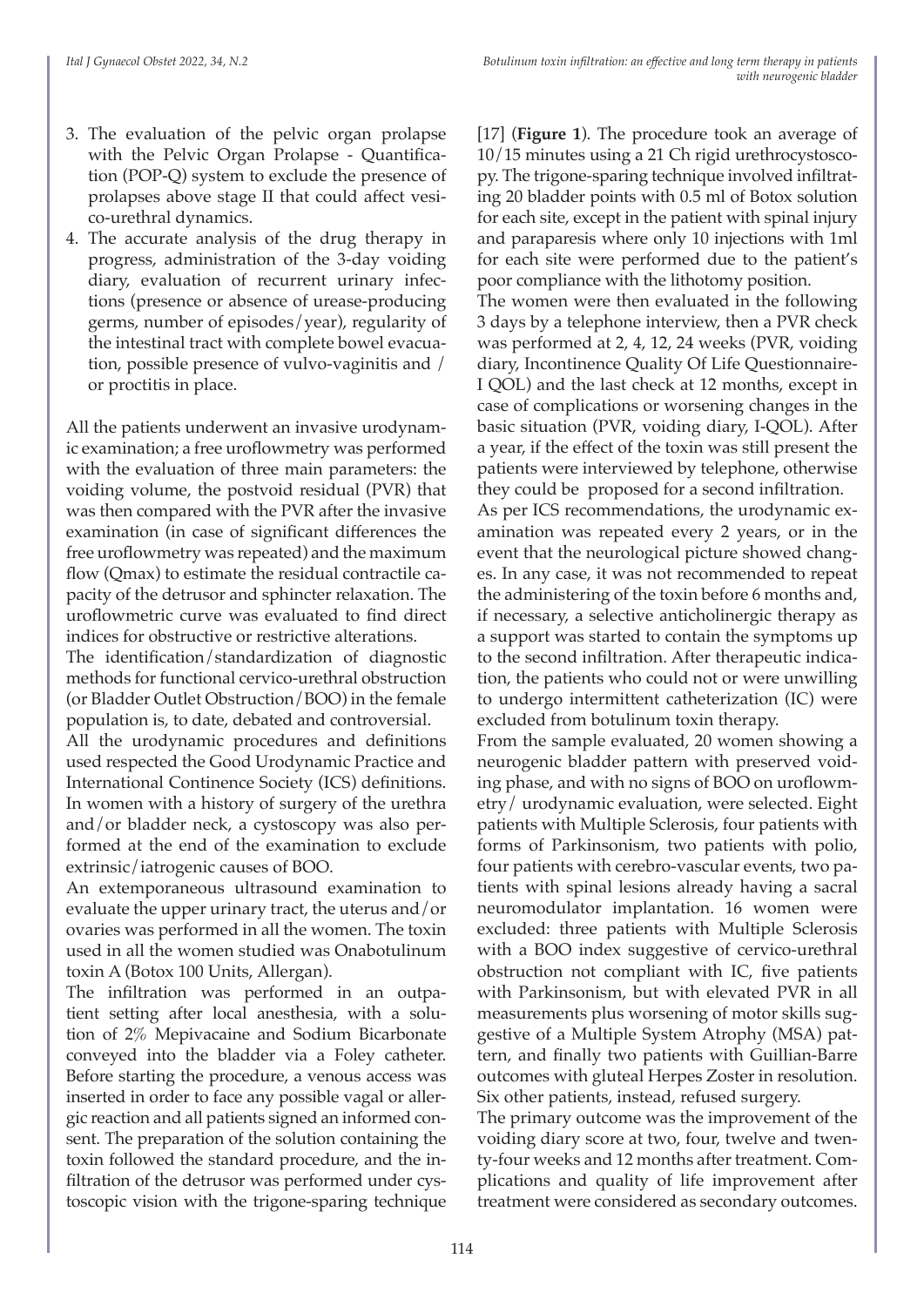3. The evaluation of the pelvic organ prolapse with the Pelvic Organ Prolapse - Quantification (POP-Q) system to exclude the presence of prolapses above stage II that could affect vesico-urethral dynamics.
4. The accurate analysis of the drug therapy in progress, administration of the 3-day voiding diary, evaluation of recurrent urinary infections (presence or absence of urease-producing germs, number of episodes/year), regularity of the intestinal tract with complete bowel evacuation, possible presence of vulvo-vaginitis and / or proctitis in place.

All the patients underwent an invasive urodynamic examination; a free uroflowmetry was performed with the evaluation of three main parameters: the voiding volume, the postvoid residual (PVR) that was then compared with the PVR after the invasive examination (in case of significant differences the free uroflowmetry was repeated) and the maximum flow (Qmax) to estimate the residual contractile capacity of the detrusor and sphincter relaxation. The uroflowmetric curve was evaluated to find direct indices for obstructive or restrictive alterations.

The identification/standardization of diagnostic methods for functional cervico-urethral obstruction (or Bladder Outlet Obstruction/BOO) in the female population is, to date, debated and controversial.

All the urodynamic procedures and definitions used respected the Good Urodynamic Practice and International Continence Society (ICS) definitions. In women with a history of surgery of the urethra and/or bladder neck, a cystoscopy was also performed at the end of the examination to exclude extrinsic/iatrogenic causes of BOO.

An extemporaneous ultrasound examination to evaluate the upper urinary tract, the uterus and/or ovaries was performed in all the women. The toxin used in all the women studied was Onabotulinum toxin A (Botox 100 Units, Allergan).

The infiltration was performed in an outpatient setting after local anesthesia, with a solution of 2% Mepivacaine and Sodium Bicarbonate conveyed into the bladder via a Foley catheter. Before starting the procedure, a venous access was inserted in order to face any possible vagal or allergic reaction and all patients signed an informed consent. The preparation of the solution containing the toxin followed the standard procedure, and the infiltration of the detrusor was performed under cystoscopic vision with the trigone-sparing technique [17] (**Figure 1**). The procedure took an average of 10/15 minutes using a 21 Ch rigid urethrocystoscopy. The trigone-sparing technique involved infiltrating 20 bladder points with 0.5 ml of Botox solution for each site, except in the patient with spinal injury and paraparesis where only 10 injections with 1ml for each site were performed due to the patient's poor compliance with the lithotomy position.

The women were then evaluated in the following 3 days by a telephone interview, then a PVR check was performed at 2, 4, 12, 24 weeks (PVR, voiding diary, Incontinence Quality Of Life Questionnaire-I QOL) and the last check at 12 months, except in case of complications or worsening changes in the basic situation (PVR, voiding diary, I-QOL). After a year, if the effect of the toxin was still present the patients were interviewed by telephone, otherwise they could be proposed for a second infiltration.

As per ICS recommendations, the urodynamic examination was repeated every 2 years, or in the event that the neurological picture showed changes. In any case, it was not recommended to repeat the administering of the toxin before 6 months and, if necessary, a selective anticholinergic therapy as a support was started to contain the symptoms up to the second infiltration. After therapeutic indication, the patients who could not or were unwilling to undergo intermittent catheterization (IC) were excluded from botulinum toxin therapy.

From the sample evaluated, 20 women showing a neurogenic bladder pattern with preserved voiding phase, and with no signs of BOO on uroflowmetry/ urodynamic evaluation, were selected. Eight patients with Multiple Sclerosis, four patients with forms of Parkinsonism, two patients with polio, four patients with cerebro-vascular events, two patients with spinal lesions already having a sacral neuromodulator implantation. 16 women were excluded: three patients with Multiple Sclerosis with a BOO index suggestive of cervico-urethral obstruction not compliant with IC, five patients with Parkinsonism, but with elevated PVR in all measurements plus worsening of motor skills suggestive of a Multiple System Atrophy (MSA) pattern, and finally two patients with Guillian-Barre outcomes with gluteal Herpes Zoster in resolution. Six other patients, instead, refused surgery.

The primary outcome was the improvement of the voiding diary score at two, four, twelve and twenty-four weeks and 12 months after treatment. Complications and quality of life improvement after treatment were considered as secondary outcomes.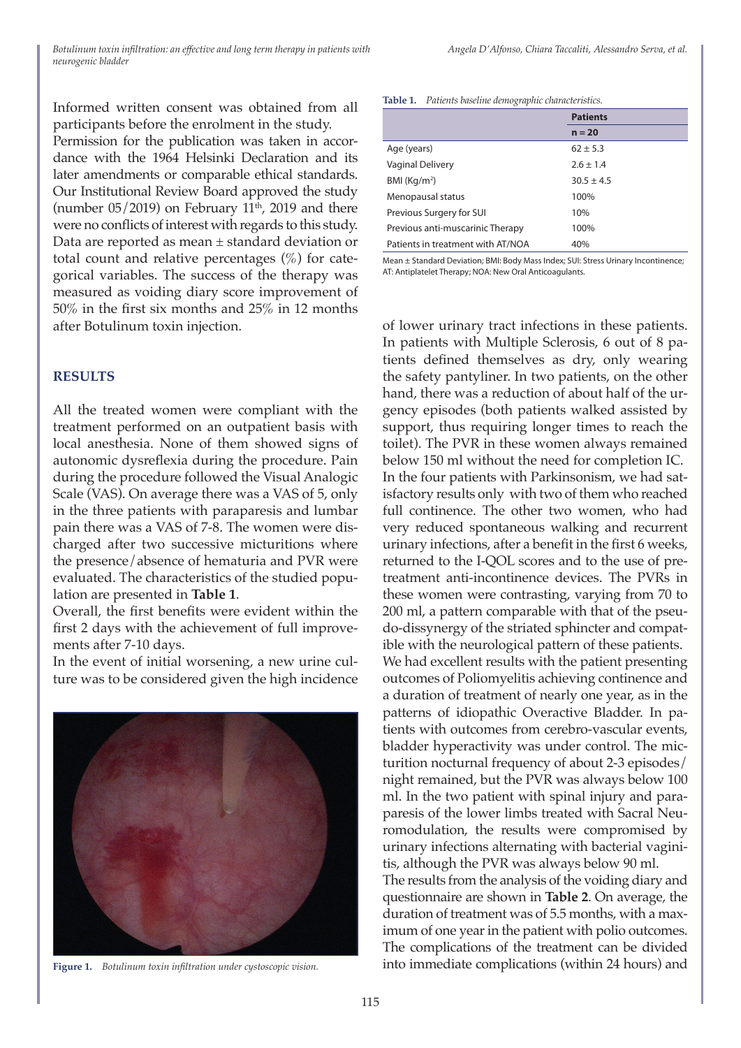Informed written consent was obtained from all participants before the enrolment in the study.

Permission for the publication was taken in accordance with the 1964 Helsinki Declaration and its later amendments or comparable ethical standards. Our Institutional Review Board approved the study (number 05/2019) on February 11th, 2019 and there were no conflicts of interest with regards to this study. Data are reported as mean ± standard deviation or total count and relative percentages (%) for categorical variables. The success of the therapy was measured as voiding diary score improvement of 50% in the first six months and 25% in 12 months after Botulinum toxin injection.

## RESULTS

All the treated women were compliant with the treatment performed on an outpatient basis with local anesthesia. None of them showed signs of autonomic dysreflexia during the procedure. Pain during the procedure followed the Visual Analogic Scale (VAS). On average there was a VAS of 5, only in the three patients with paraparesis and lumbar pain there was a VAS of 7-8. The women were discharged after two successive micturitions where the presence/absence of hematuria and PVR were evaluated. The characteristics of the studied population are presented in **Table 1**.

Overall, the first benefits were evident within the first 2 days with the achievement of full improvements after 7-10 days.

In the event of initial worsening, a new urine culture was to be considered given the high incidence of lower urinary tract infections in these patients. In patients with Multiple Sclerosis, 6 out of 8 patients defined themselves as dry, only wearing the safety pantyliner. In two patients, on the other hand, there was a reduction of about half of the urgency episodes (both patients walked assisted by support, thus requiring longer times to reach the toilet). The PVR in these women always remained below 150 ml without the need for completion IC.

In the four patients with Parkinsonism, we had satisfactory results only with two of them who reached full continence. The other two women, who had very reduced spontaneous walking and recurrent urinary infections, after a benefit in the first 6 weeks, returned to the I-QOL scores and to the use of pretreatment anti-incontinence devices. The PVRs in these women were contrasting, varying from 70 to 200 ml, a pattern comparable with that of the pseudo-dissynergy of the striated sphincter and compatible with the neurological pattern of these patients.

We had excellent results with the patient presenting outcomes of Poliomyelitis achieving continence and a duration of treatment of nearly one year, as in the patterns of idiopathic Overactive Bladder. In patients with outcomes from cerebro-vascular events, bladder hyperactivity was under control. The micturition nocturnal frequency of about 2-3 episodes/night remained, but the PVR was always below 100 ml. In the two patient with spinal injury and paraparesis of the lower limbs treated with Sacral Neuromodulation, the results were compromised by urinary infections alternating with bacterial vaginitis, although the PVR was always below 90 ml.

The results from the analysis of the voiding diary and questionnaire are shown in **Table 2**. On average, the duration of treatment was of 5.5 months, with a maximum of one year in the patient with polio outcomes. The complications of the treatment can be divided into immediate complications (within 24 hours) and

**Table 1.** *Patients baseline demographic characteristics.*

| | Patients n = 20 |
|---|---|
| Age (years) | 62 ± 5.3 |
| Vaginal Delivery | 2.6 ± 1.4 |
| BMI (Kg/m$^2$) | 30.5 ± 4.5 |
| Menopausal status | 100% |
| Previous Surgery for SUI | 10% |
| Previous anti-muscarinic Therapy | 100% |
| Patients in treatment with AT/NOA | 40% |

Mean ± Standard Deviation; BMI: Body Mass Index; SUI: Stress Urinary Incontinence; AT: Antiplatelet Therapy; NOA: New Oral Anticoagulants.

**Figure 1.** *Botulinum toxin infiltration under cystoscopic vision.*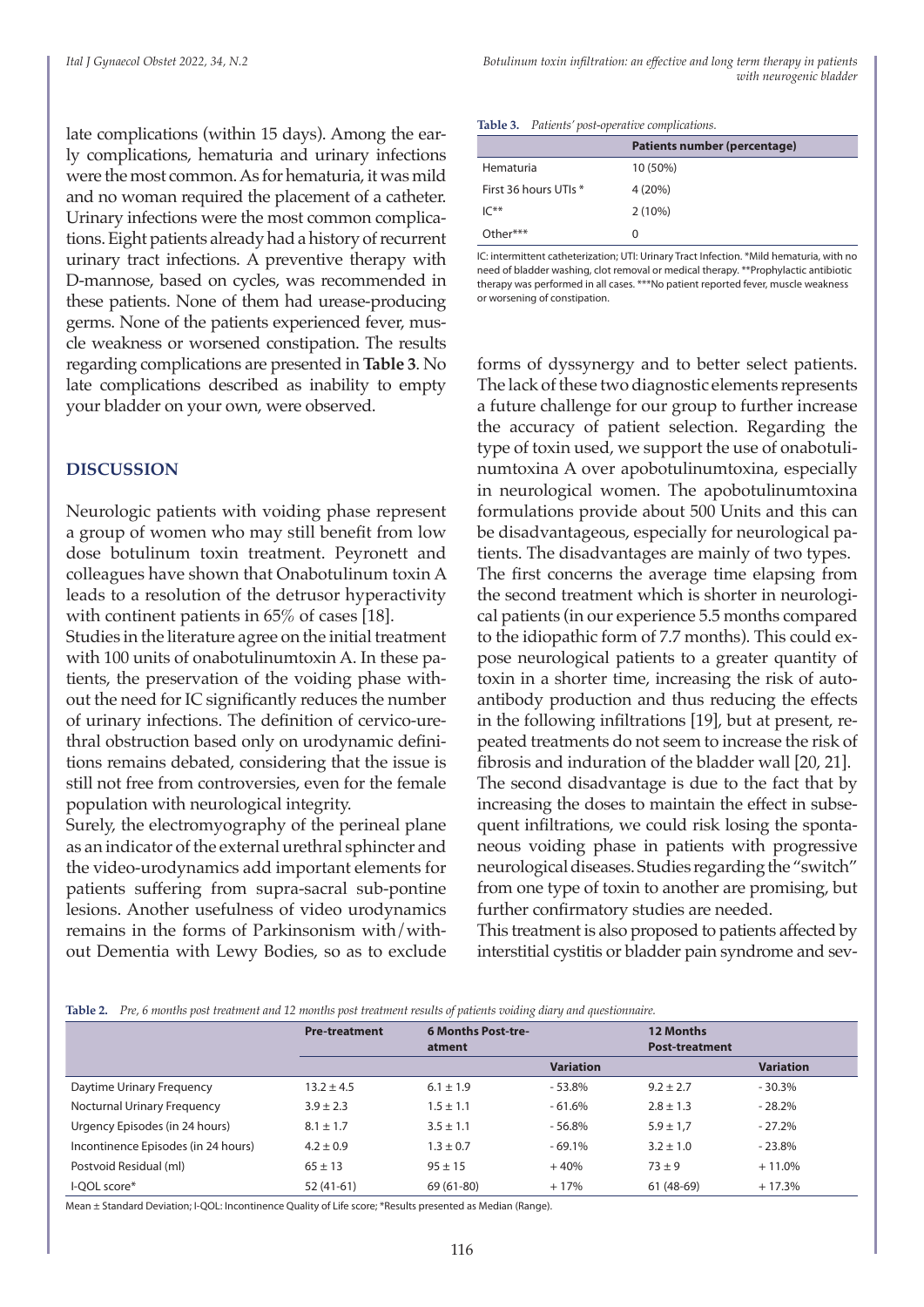late complications (within 15 days). Among the early complications, hematuria and urinary infections were the most common. As for hematuria, it was mild and no woman required the placement of a catheter. Urinary infections were the most common complications. Eight patients already had a history of recurrent urinary tract infections. A preventive therapy with D-mannose, based on cycles, was recommended in these patients. None of them had urease-producing germs. None of the patients experienced fever, muscle weakness or worsened constipation. The results regarding complications are presented in **Table 3**. No late complications described as inability to empty your bladder on your own, were observed.

**Table 3.** *Patients' post-operative complications.*

| | Patients number (percentage) |
|---|---|
| Hematuria | 10 (50%) |
| First 36 hours UTIs * | 4 (20%) |
| IC** | 2 (10%) |
| Other*** | 0 |

IC: intermittent catheterization; UTI: Urinary Tract Infection. *Mild hematuria, with no need of bladder washing, clot removal or medical therapy. **Prophylactic antibiotic therapy was performed in all cases. ***No patient reported fever, muscle weakness or worsening of constipation.

## DISCUSSION

Neurologic patients with voiding phase represent a group of women who may still benefit from low dose botulinum toxin treatment. Peyronett and colleagues have shown that Onabotulinum toxin A leads to a resolution of the detrusor hyperactivity with continent patients in 65% of cases [18].

Studies in the literature agree on the initial treatment with 100 units of onabotulinumtoxin A. In these patients, the preservation of the voiding phase without the need for IC significantly reduces the number of urinary infections. The definition of cervico-urethral obstruction based only on urodynamic definitions remains debated, considering that the issue is still not free from controversies, even for the female population with neurological integrity.

Surely, the electromyography of the perineal plane as an indicator of the external urethral sphincter and the video-urodynamics add important elements for patients suffering from supra-sacral sub-pontine lesions. Another usefulness of video urodynamics remains in the forms of Parkinsonism with/without Dementia with Lewy Bodies, so as to exclude forms of dyssynergy and to better select patients. The lack of these two diagnostic elements represents a future challenge for our group to further increase the accuracy of patient selection. Regarding the type of toxin used, we support the use of onabotulinumtoxina A over apobotulinumtoxina, especially in neurological women. The apobotulinumtoxina formulations provide about 500 Units and this can be disadvantageous, especially for neurological patients. The disadvantages are mainly of two types.

The first concerns the average time elapsing from the second treatment which is shorter in neurological patients (in our experience 5.5 months compared to the idiopathic form of 7.7 months). This could expose neurological patients to a greater quantity of toxin in a shorter time, increasing the risk of autoantibody production and thus reducing the effects in the following infiltrations [19], but at present, repeated treatments do not seem to increase the risk of fibrosis and induration of the bladder wall [20, 21].

The second disadvantage is due to the fact that by increasing the doses to maintain the effect in subsequent infiltrations, we could risk losing the spontaneous voiding phase in patients with progressive neurological diseases. Studies regarding the "switch" from one type of toxin to another are promising, but further confirmatory studies are needed.

This treatment is also proposed to patients affected by interstitial cystitis or bladder pain syndrome and sev-

**Table 2.** *Pre, 6 months post treatment and 12 months post treatment results of patients voiding diary and questionnaire.*

| | Pre-treatment | 6 Months Post-treatment | | 12 Months Post-treatment | |
|---|---|---|---|---|---|
| | | | Variation | | Variation |
| Daytime Urinary Frequency | 13.2 ± 4.5 | 6.1 ± 1.9 | - 53.8% | 9.2 ± 2.7 | - 30.3% |
| Nocturnal Urinary Frequency | 3.9 ± 2.3 | 1.5 ± 1.1 | - 61.6% | 2.8 ± 1.3 | - 28.2% |
| Urgency Episodes (in 24 hours) | 8.1 ± 1.7 | 3.5 ± 1.1 | - 56.8% | 5.9 ± 1,7 | - 27.2% |
| Incontinence Episodes (in 24 hours) | 4.2 ± 0.9 | 1.3 ± 0.7 | - 69.1% | 3.2 ± 1.0 | - 23.8% |
| Postvoid Residual (ml) | 65 ± 13 | 95 ± 15 | + 40% | 73 ± 9 | + 11.0% |
| I-QOL score* | 52 (41-61) | 69 (61-80) | + 17% | 61 (48-69) | + 17.3% |

Mean ± Standard Deviation; I-QOL: Incontinence Quality of Life score; *Results presented as Median (Range).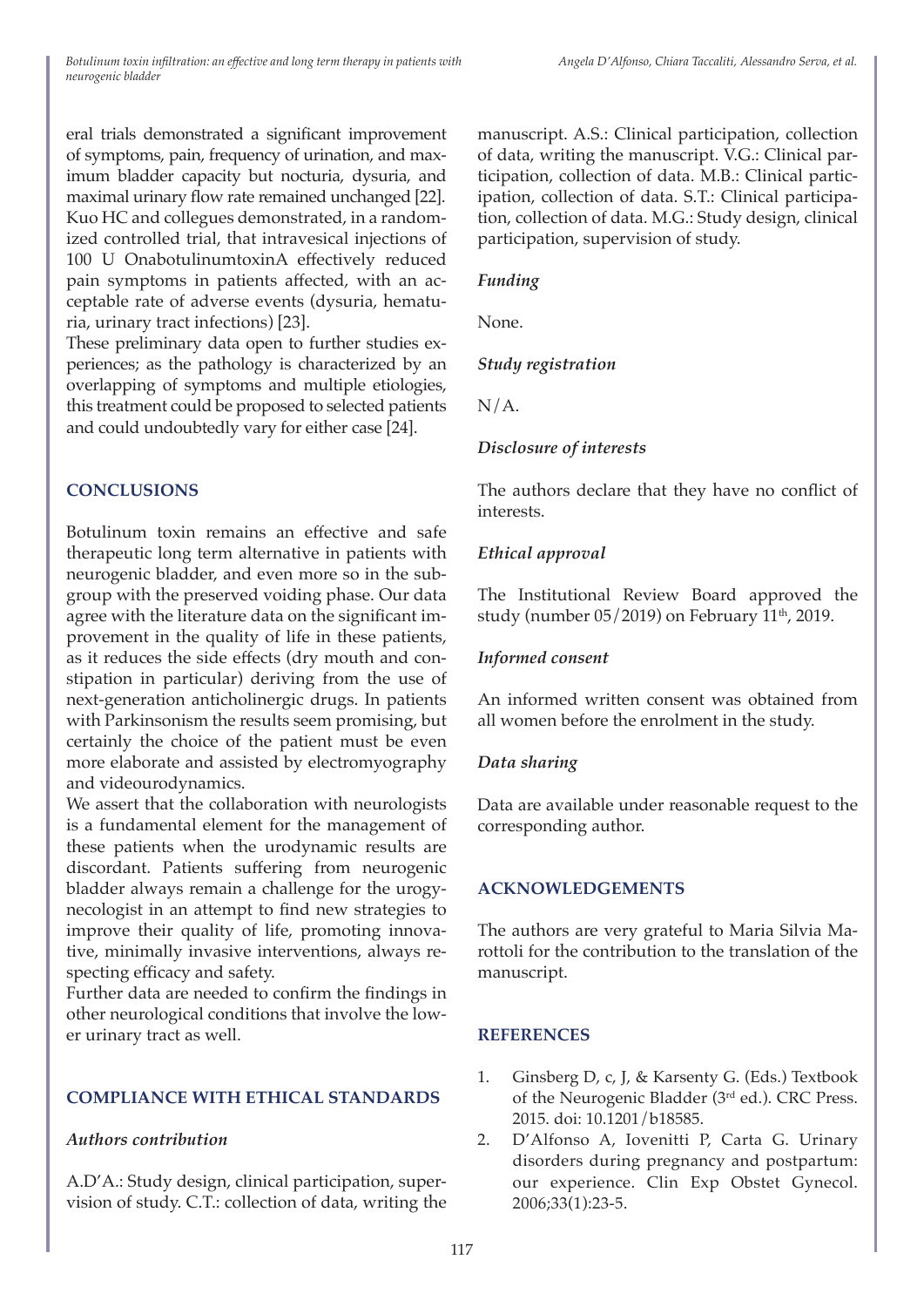eral trials demonstrated a significant improvement of symptoms, pain, frequency of urination, and maximum bladder capacity but nocturia, dysuria, and maximal urinary flow rate remained unchanged [22]. Kuo HC and collegues demonstrated, in a randomized controlled trial, that intravesical injections of 100 U OnabotulinumtoxinA effectively reduced pain symptoms in patients affected, with an acceptable rate of adverse events (dysuria, hematuria, urinary tract infections) [23].
These preliminary data open to further studies experiences; as the pathology is characterized by an overlapping of symptoms and multiple etiologies, this treatment could be proposed to selected patients and could undoubtedly vary for either case [24].

## CONCLUSIONS

Botulinum toxin remains an effective and safe therapeutic long term alternative in patients with neurogenic bladder, and even more so in the subgroup with the preserved voiding phase. Our data agree with the literature data on the significant improvement in the quality of life in these patients, as it reduces the side effects (dry mouth and constipation in particular) deriving from the use of next-generation anticholinergic drugs. In patients with Parkinsonism the results seem promising, but certainly the choice of the patient must be even more elaborate and assisted by electromyography and videourodynamics.
We assert that the collaboration with neurologists is a fundamental element for the management of these patients when the urodynamic results are discordant. Patients suffering from neurogenic bladder always remain a challenge for the urogynecologist in an attempt to find new strategies to improve their quality of life, promoting innovative, minimally invasive interventions, always respecting efficacy and safety.
Further data are needed to confirm the findings in other neurological conditions that involve the lower urinary tract as well.

## COMPLIANCE WITH ETHICAL STANDARDS

### *Authors contribution*

A.D'A.: Study design, clinical participation, supervision of study. C.T.: collection of data, writing the manuscript. A.S.: Clinical participation, collection of data, writing the manuscript. V.G.: Clinical participation, collection of data. M.B.: Clinical participation, collection of data. S.T.: Clinical participation, collection of data. M.G.: Study design, clinical participation, supervision of study.

### *Funding*

None.

### *Study registration*

N/A.

### *Disclosure of interests*

The authors declare that they have no conflict of interests.

### *Ethical approval*

The Institutional Review Board approved the study (number 05/2019) on February 11th, 2019.

### *Informed consent*

An informed written consent was obtained from all women before the enrolment in the study.

### *Data sharing*

Data are available under reasonable request to the corresponding author.

## ACKNOWLEDGEMENTS

The authors are very grateful to Maria Silvia Marottoli for the contribution to the translation of the manuscript.

## REFERENCES

1. Ginsberg D, c, J, & Karsenty G. (Eds.) Textbook of the Neurogenic Bladder (3rd ed.). CRC Press. 2015. doi: 10.1201/b18585.
2. D'Alfonso A, Iovenitti P, Carta G. Urinary disorders during pregnancy and postpartum: our experience. Clin Exp Obstet Gynecol. 2006;33(1):23-5.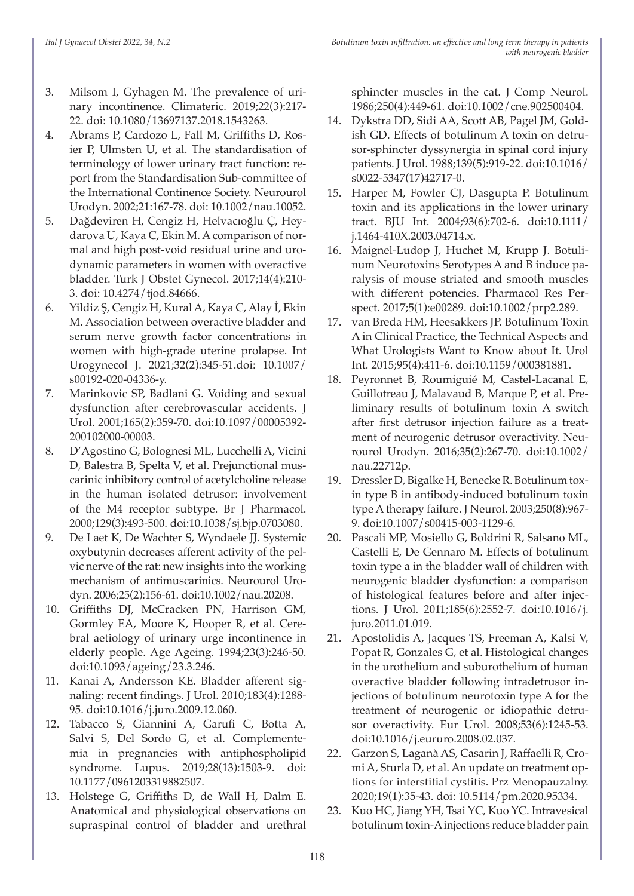3. Milsom I, Gyhagen M. The prevalence of urinary incontinence. Climateric. 2019;22(3):217-22. doi: 10.1080/13697137.2018.1543263.
4. Abrams P, Cardozo L, Fall M, Griffiths D, Rosier P, Ulmsten U, et al. The standardisation of terminology of lower urinary tract function: report from the Standardisation Sub-committee of the International Continence Society. Neurourol Urodyn. 2002;21:167-78. doi: 10.1002/nau.10052.
5. Dağdeviren H, Cengiz H, Helvacıoğlu Ç, Heydarova U, Kaya C, Ekin M. A comparison of normal and high post-void residual urine and urodynamic parameters in women with overactive bladder. Turk J Obstet Gynecol. 2017;14(4):210-3. doi: 10.4274/tjod.84666.
6. Yildiz Ş, Cengiz H, Kural A, Kaya C, Alay İ, Ekin M. Association between overactive bladder and serum nerve growth factor concentrations in women with high-grade uterine prolapse. Int Urogynecol J. 2021;32(2):345-51.doi: 10.1007/s00192-020-04336-y.
7. Marinkovic SP, Badlani G. Voiding and sexual dysfunction after cerebrovascular accidents. J Urol. 2001;165(2):359-70. doi:10.1097/00005392-200102000-00003.
8. D'Agostino G, Bolognesi ML, Lucchelli A, Vicini D, Balestra B, Spelta V, et al. Prejunctional muscarinic inhibitory control of acetylcholine release in the human isolated detrusor: involvement of the M4 receptor subtype. Br J Pharmacol. 2000;129(3):493-500. doi:10.1038/sj.bjp.0703080.
9. De Laet K, De Wachter S, Wyndaele JJ. Systemic oxybutynin decreases afferent activity of the pelvic nerve of the rat: new insights into the working mechanism of antimuscarinics. Neurourol Urodyn. 2006;25(2):156-61. doi:10.1002/nau.20208.
10. Griffiths DJ, McCracken PN, Harrison GM, Gormley EA, Moore K, Hooper R, et al. Cerebral aetiology of urinary urge incontinence in elderly people. Age Ageing. 1994;23(3):246-50. doi:10.1093/ageing/23.3.246.
11. Kanai A, Andersson KE. Bladder afferent signaling: recent findings. J Urol. 2010;183(4):1288-95. doi:10.1016/j.juro.2009.12.060.
12. Tabacco S, Giannini A, Garufi C, Botta A, Salvi S, Del Sordo G, et al. Complementemia in pregnancies with antiphospholipid syndrome. Lupus. 2019;28(13):1503-9. doi: 10.1177/0961203319882507.
13. Holstege G, Griffiths D, de Wall H, Dalm E. Anatomical and physiological observations on supraspinal control of bladder and urethral sphincter muscles in the cat. J Comp Neurol. 1986;250(4):449-61. doi:10.1002/cne.902500404.
14. Dykstra DD, Sidi AA, Scott AB, Pagel JM, Goldish GD. Effects of botulinum A toxin on detrusor-sphincter dyssynergia in spinal cord injury patients. J Urol. 1988;139(5):919-22. doi:10.1016/s0022-5347(17)42717-0.
15. Harper M, Fowler CJ, Dasgupta P. Botulinum toxin and its applications in the lower urinary tract. BJU Int. 2004;93(6):702-6. doi:10.1111/j.1464-410X.2003.04714.x.
16. Maignel-Ludop J, Huchet M, Krupp J. Botulinum Neurotoxins Serotypes A and B induce paralysis of mouse striated and smooth muscles with different potencies. Pharmacol Res Perspect. 2017;5(1):e00289. doi:10.1002/prp2.289.
17. van Breda HM, Heesakkers JP. Botulinum Toxin A in Clinical Practice, the Technical Aspects and What Urologists Want to Know about It. Urol Int. 2015;95(4):411-6. doi:10.1159/000381881.
18. Peyronnet B, Roumiguié M, Castel-Lacanal E, Guillotreau J, Malavaud B, Marque P, et al. Preliminary results of botulinum toxin A switch after first detrusor injection failure as a treatment of neurogenic detrusor overactivity. Neurourol Urodyn. 2016;35(2):267-70. doi:10.1002/nau.22712p.
19. Dressler D, Bigalke H, Benecke R. Botulinum toxin type B in antibody-induced botulinum toxin type A therapy failure. J Neurol. 2003;250(8):967-9. doi:10.1007/s00415-003-1129-6.
20. Pascali MP, Mosiello G, Boldrini R, Salsano ML, Castelli E, De Gennaro M. Effects of botulinum toxin type a in the bladder wall of children with neurogenic bladder dysfunction: a comparison of histological features before and after injections. J Urol. 2011;185(6):2552-7. doi:10.1016/j.juro.2011.01.019.
21. Apostolidis A, Jacques TS, Freeman A, Kalsi V, Popat R, Gonzales G, et al. Histological changes in the urothelium and suburothelium of human overactive bladder following intradetrusor injections of botulinum neurotoxin type A for the treatment of neurogenic or idiopathic detrusor overactivity. Eur Urol. 2008;53(6):1245-53. doi:10.1016/j.eururo.2008.02.037.
22. Garzon S, Laganà AS, Casarin J, Raffaelli R, Cromi A, Sturla D, et al. An update on treatment options for interstitial cystitis. Prz Menopauzalny. 2020;19(1):35-43. doi: 10.5114/pm.2020.95334.
23. Kuo HC, Jiang YH, Tsai YC, Kuo YC. Intravesical botulinum toxin-A injections reduce bladder pain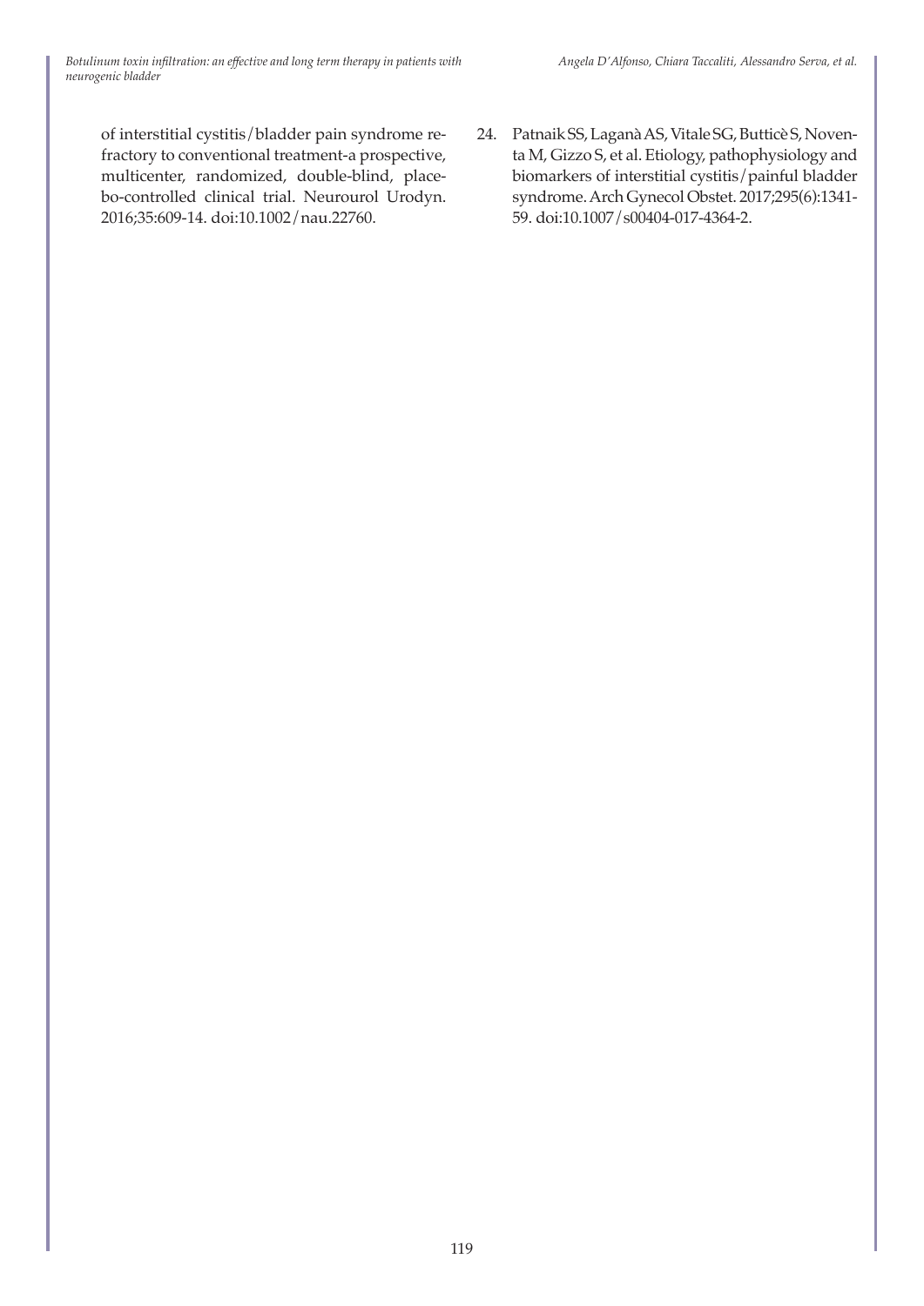of interstitial cystitis/bladder pain syndrome refractory to conventional treatment-a prospective, multicenter, randomized, double-blind, placebo-controlled clinical trial. Neurourol Urodyn. 2016;35:609-14. doi:10.1002/nau.22760.

24. Patnaik SS, Laganà AS, Vitale SG, Butticè S, Noventa M, Gizzo S, et al. Etiology, pathophysiology and biomarkers of interstitial cystitis/painful bladder syndrome. Arch Gynecol Obstet. 2017;295(6):1341-59. doi:10.1007/s00404-017-4364-2.